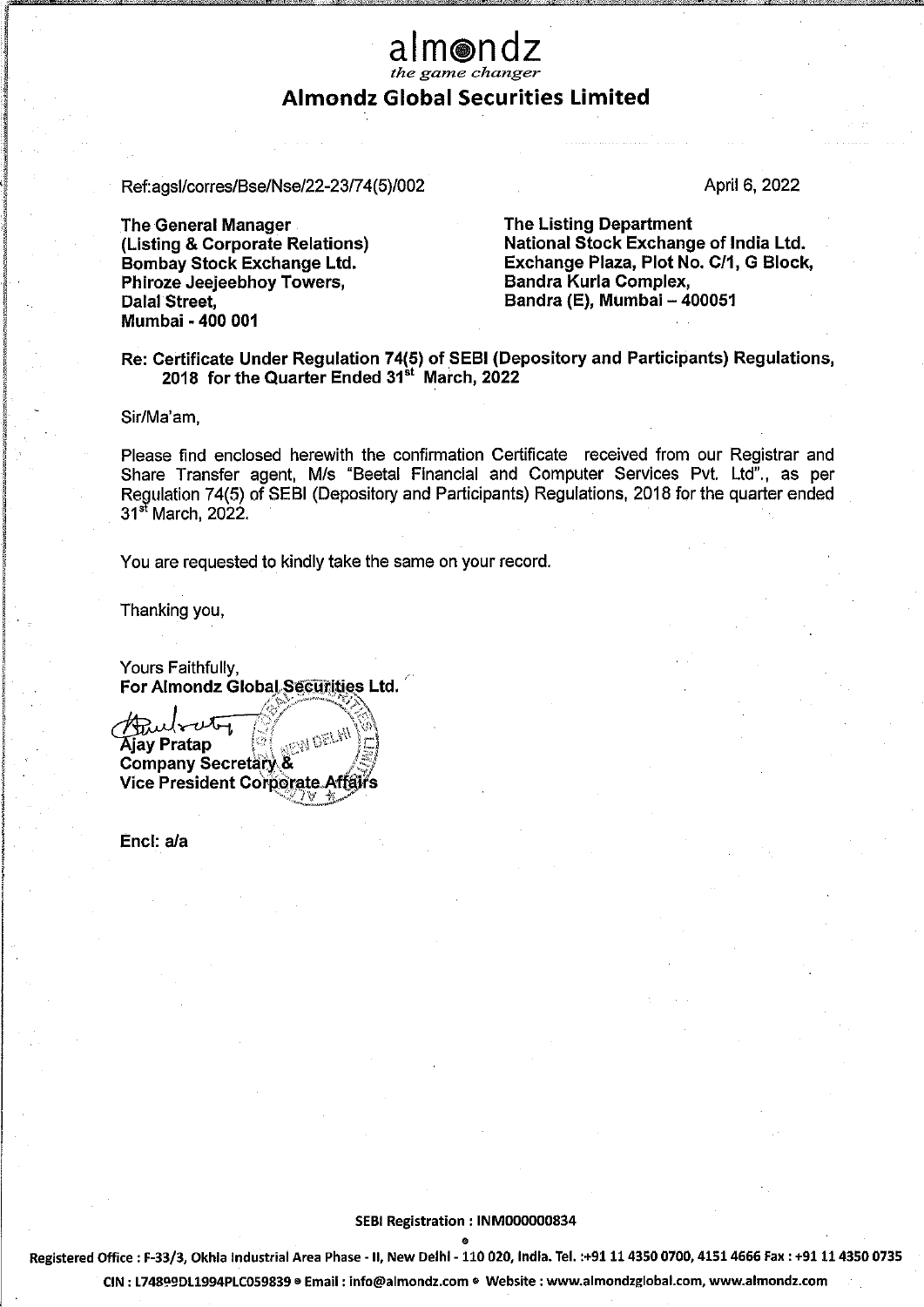# almondz

*the game changer*

## Almondz Global Securities Limited

Ref:agsl/corres/Bse/Nse/22-23/74(5)/002

April 6, 2022

**The General Manager**
**(Listing & Corporate Relations)**
**Bombay Stock Exchange Ltd.**
**Phiroze Jeejeebhoy Towers,**
**Dalal Street,**
**Mumbai - 400 001**

**The Listing Department**
**National Stock Exchange of India Ltd.**
**Exchange Plaza, Plot No. C/1, G Block,**
**Bandra Kurla Complex,**
**Bandra (E), Mumbai – 400051**

**Re: Certificate Under Regulation 74(5) of SEBI (Depository and Participants) Regulations, 2018 for the Quarter Ended 31st March, 2022**

Sir/Ma'am,

Please find enclosed herewith the confirmation Certificate received from our Registrar and Share Transfer agent, M/s "Beetal Financial and Computer Services Pvt. Ltd"., as per Regulation 74(5) of SEBI (Depository and Participants) Regulations, 2018 for the quarter ended 31st March, 2022.

You are requested to kindly take the same on your record.

Thanking you,

Yours Faithfully,
**For Almondz Global Securities Ltd.**

**Ajay Pratap**
**Company Secretary &**
**Vice President Corporate Affairs**

**Encl: a/a**

SEBI Registration : INM000000834

Registered Office : F-33/3, Okhla Industrial Area Phase - II, New Delhi - 110 020, India. Tel. :+91 11 4350 0700, 4151 4666 Fax : +91 11 4350 0735

CIN : L74899DL1994PLC059839 • Email : info@almondz.com • Website : www.almondzglobal.com, www.almondz.com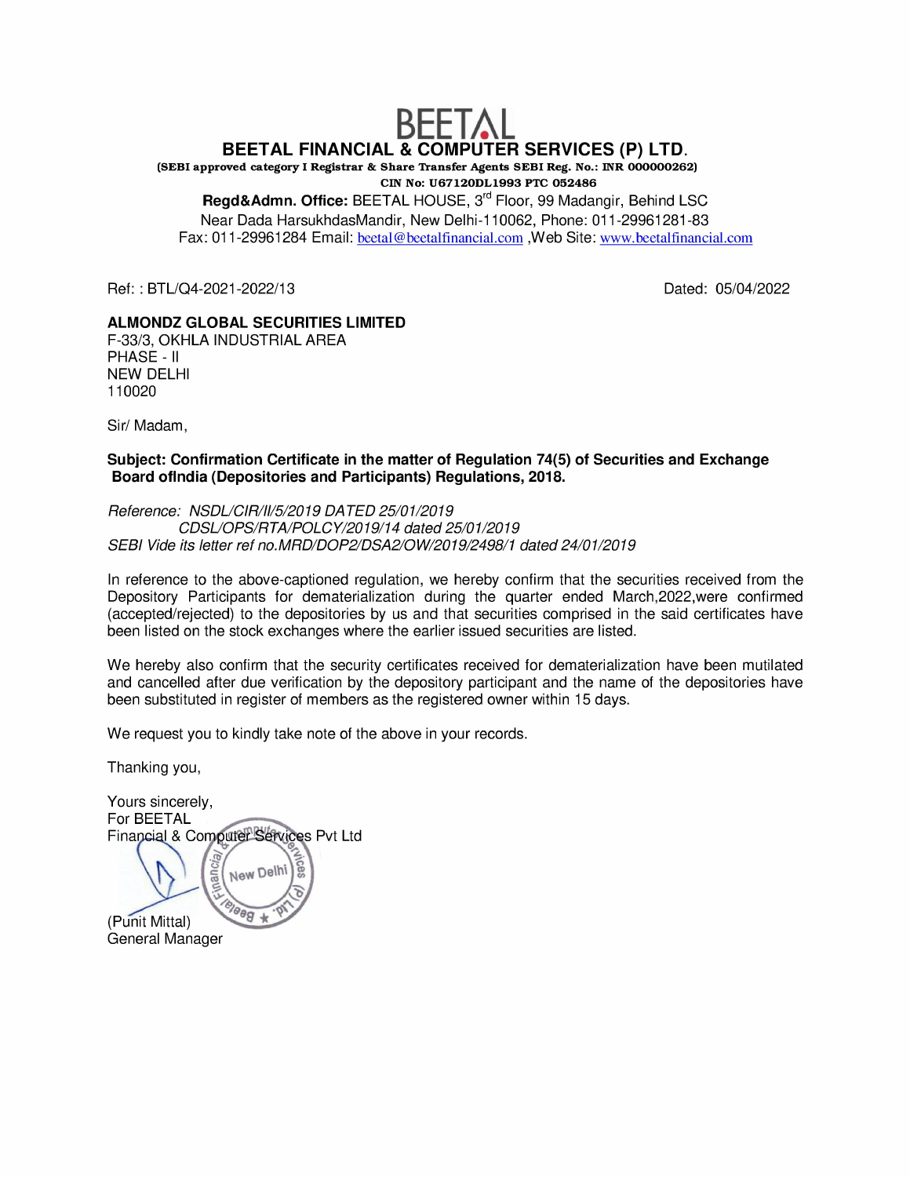# BEETAL

## BEETAL FINANCIAL & COMPUTER SERVICES (P) LTD.

**(SEBI approved category I Registrar & Share Transfer Agents SEBI Reg. No.: INR 000000262)**

**CIN No: U67120DL1993 PTC 052486**

**Regd&Admn. Office:** BEETAL HOUSE, 3rd Floor, 99 Madangir, Behind LSC Near Dada HarsukhdasMandir, New Delhi-110062, Phone: 011-29961281-83 Fax: 011-29961284 Email: beetal@beetalfinancial.com ,Web Site: www.beetalfinancial.com

Ref: : BTL/Q4-2021-2022/13

Dated: 05/04/2022

**ALMONDZ GLOBAL SECURITIES LIMITED**
F-33/3, OKHLA INDUSTRIAL AREA
PHASE - II
NEW DELHI
110020

Sir/ Madam,

**Subject: Confirmation Certificate in the matter of Regulation 74(5) of Securities and Exchange Board ofIndia (Depositories and Participants) Regulations, 2018.**

*Reference: NSDL/CIR/II/5/2019 DATED 25/01/2019*
*CDSL/OPS/RTA/POLCY/2019/14 dated 25/01/2019*
*SEBI Vide its letter ref no.MRD/DOP2/DSA2/OW/2019/2498/1 dated 24/01/2019*

In reference to the above-captioned regulation, we hereby confirm that the securities received from the Depository Participants for dematerialization during the quarter ended March,2022,were confirmed (accepted/rejected) to the depositories by us and that securities comprised in the said certificates have been listed on the stock exchanges where the earlier issued securities are listed.

We hereby also confirm that the security certificates received for dematerialization have been mutilated and cancelled after due verification by the depository participant and the name of the depositories have been substituted in register of members as the registered owner within 15 days.

We request you to kindly take note of the above in your records.

Thanking you,

Yours sincerely,
For BEETAL
Financial & Computer Services Pvt Ltd

(Punit Mittal)
General Manager